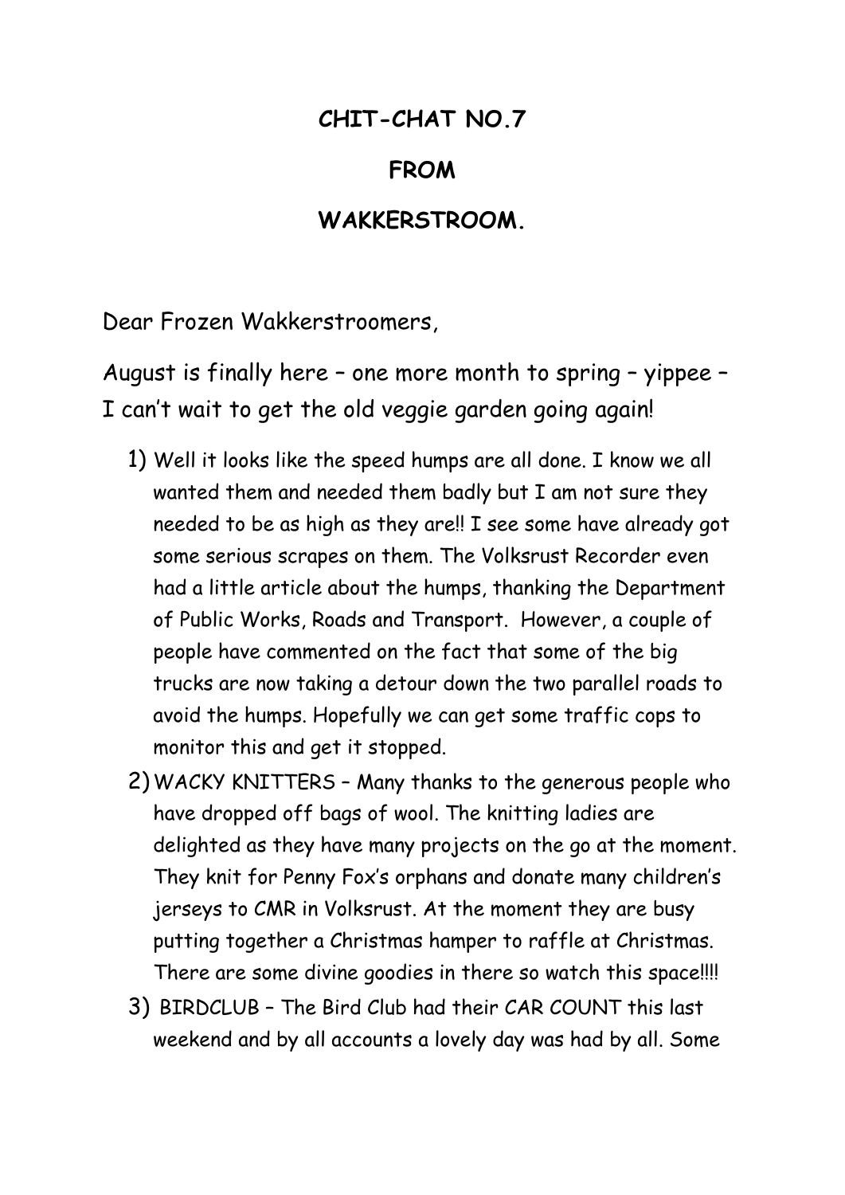**CHIT-CHAT NO.7**

**FROM**

**WAKKERSTROOM.**

Dear Frozen Wakkerstroomers,

August is finally here – one more month to spring – yippee – I can't wait to get the old veggie garden going again!

1) Well it looks like the speed humps are all done. I know we all wanted them and needed them badly but I am not sure they needed to be as high as they are!! I see some have already got some serious scrapes on them. The Volksrust Recorder even had a little article about the humps, thanking the Department of Public Works, Roads and Transport. However, a couple of people have commented on the fact that some of the big trucks are now taking a detour down the two parallel roads to avoid the humps. Hopefully we can get some traffic cops to monitor this and get it stopped.
2) WACKY KNITTERS – Many thanks to the generous people who have dropped off bags of wool. The knitting ladies are delighted as they have many projects on the go at the moment. They knit for Penny Fox's orphans and donate many children's jerseys to CMR in Volksrust. At the moment they are busy putting together a Christmas hamper to raffle at Christmas. There are some divine goodies in there so watch this space!!!!
3) BIRDCLUB – The Bird Club had their CAR COUNT this last weekend and by all accounts a lovely day was had by all. Some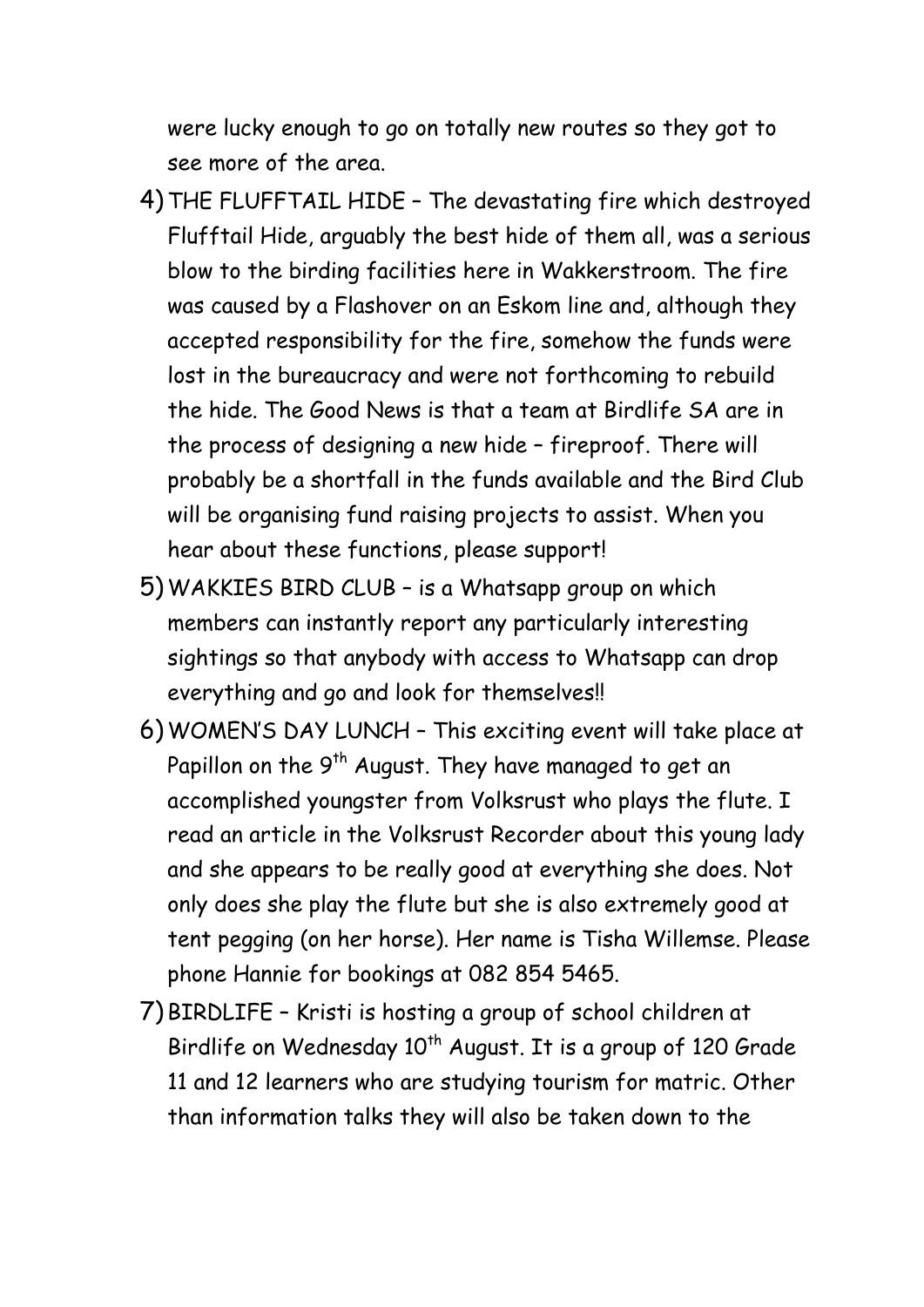were lucky enough to go on totally new routes so they got to see more of the area.

4) THE FLUFFTAIL HIDE – The devastating fire which destroyed Flufftail Hide, arguably the best hide of them all, was a serious blow to the birding facilities here in Wakkerstroom. The fire was caused by a Flashover on an Eskom line and, although they accepted responsibility for the fire, somehow the funds were lost in the bureaucracy and were not forthcoming to rebuild the hide. The Good News is that a team at Birdlife SA are in the process of designing a new hide – fireproof. There will probably be a shortfall in the funds available and the Bird Club will be organising fund raising projects to assist. When you hear about these functions, please support!

5) WAKKIES BIRD CLUB – is a Whatsapp group on which members can instantly report any particularly interesting sightings so that anybody with access to Whatsapp can drop everything and go and look for themselves!!

6) WOMEN'S DAY LUNCH – This exciting event will take place at Papillon on the 9th August. They have managed to get an accomplished youngster from Volksrust who plays the flute. I read an article in the Volksrust Recorder about this young lady and she appears to be really good at everything she does. Not only does she play the flute but she is also extremely good at tent pegging (on her horse). Her name is Tisha Willemse. Please phone Hannie for bookings at 082 854 5465.

7) BIRDLIFE – Kristi is hosting a group of school children at Birdlife on Wednesday 10th August. It is a group of 120 Grade 11 and 12 learners who are studying tourism for matric. Other than information talks they will also be taken down to the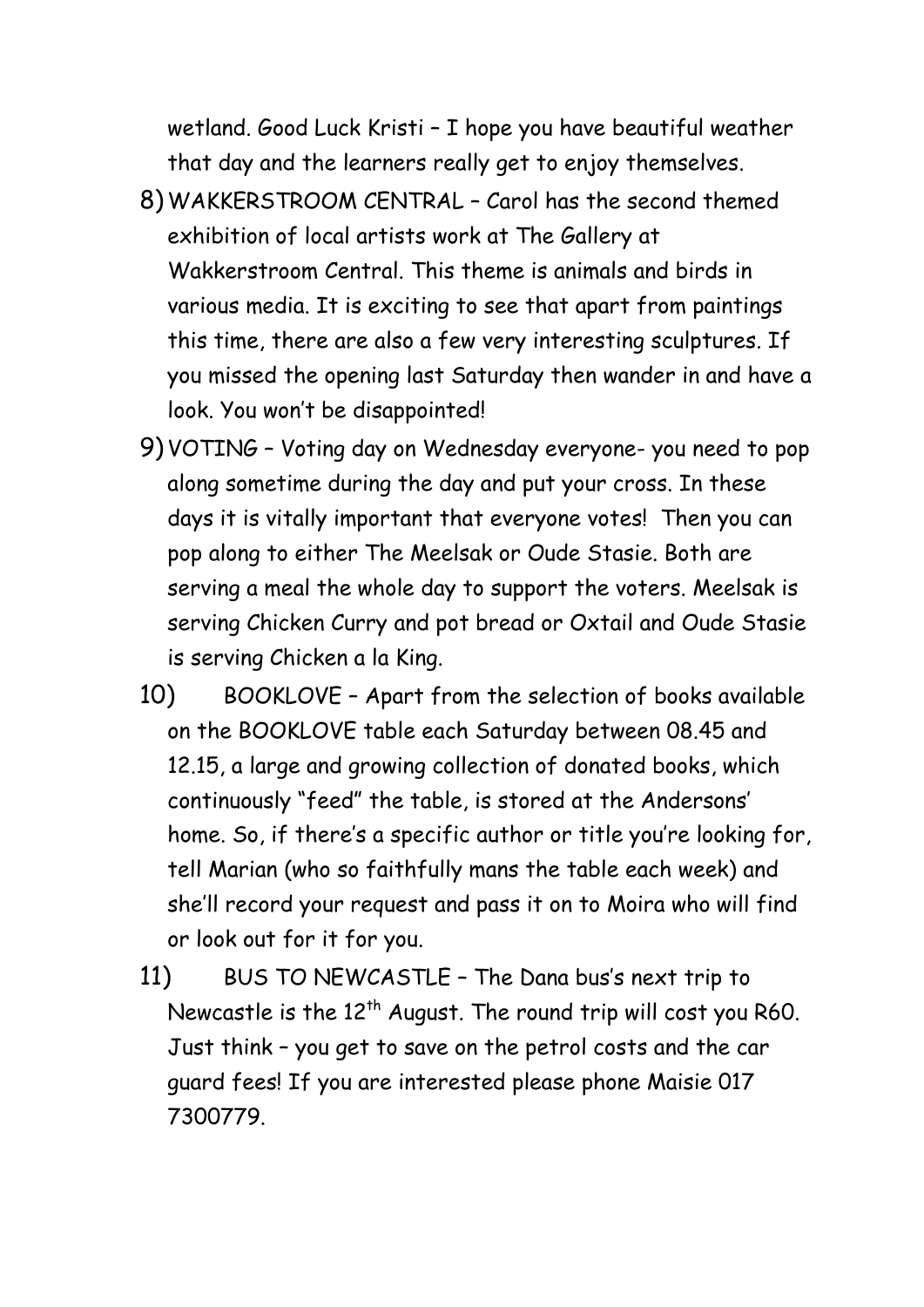wetland. Good Luck Kristi – I hope you have beautiful weather that day and the learners really get to enjoy themselves.

8) WAKKERSTROOM CENTRAL – Carol has the second themed exhibition of local artists work at The Gallery at Wakkerstroom Central. This theme is animals and birds in various media. It is exciting to see that apart from paintings this time, there are also a few very interesting sculptures. If you missed the opening last Saturday then wander in and have a look. You won't be disappointed!

9) VOTING – Voting day on Wednesday everyone- you need to pop along sometime during the day and put your cross. In these days it is vitally important that everyone votes! Then you can pop along to either The Meelsak or Oude Stasie. Both are serving a meal the whole day to support the voters. Meelsak is serving Chicken Curry and pot bread or Oxtail and Oude Stasie is serving Chicken a la King.

10) BOOKLOVE – Apart from the selection of books available on the BOOKLOVE table each Saturday between 08.45 and 12.15, a large and growing collection of donated books, which continuously "feed" the table, is stored at the Andersons' home. So, if there's a specific author or title you're looking for, tell Marian (who so faithfully mans the table each week) and she'll record your request and pass it on to Moira who will find or look out for it for you.

11) BUS TO NEWCASTLE – The Dana bus's next trip to Newcastle is the 12th August. The round trip will cost you R60. Just think – you get to save on the petrol costs and the car guard fees! If you are interested please phone Maisie 017 7300779.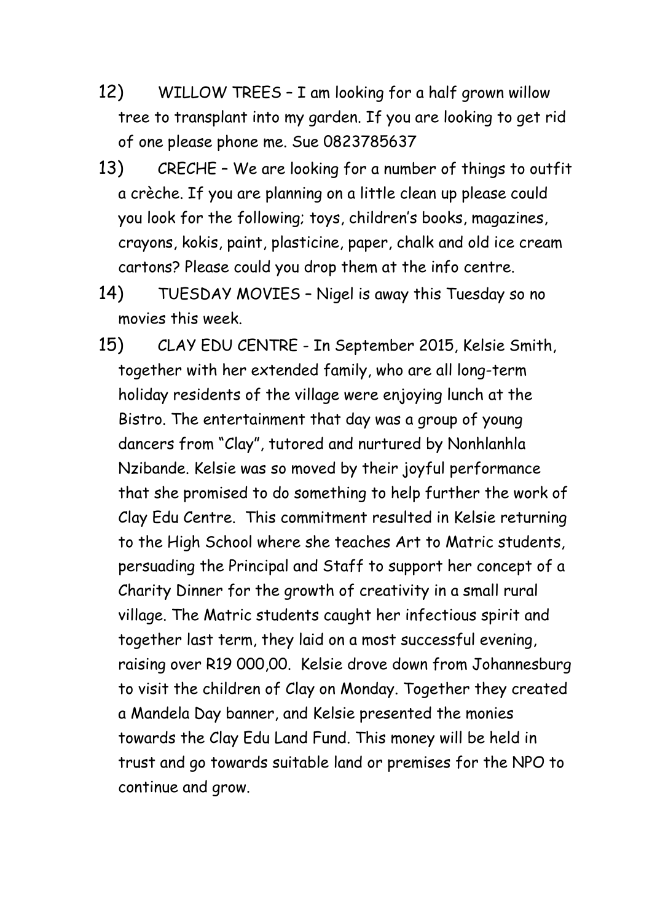12) WILLOW TREES – I am looking for a half grown willow tree to transplant into my garden. If you are looking to get rid of one please phone me. Sue 0823785637

13) CRECHE – We are looking for a number of things to outfit a crèche. If you are planning on a little clean up please could you look for the following; toys, children's books, magazines, crayons, kokis, paint, plasticine, paper, chalk and old ice cream cartons? Please could you drop them at the info centre.

14) TUESDAY MOVIES – Nigel is away this Tuesday so no movies this week.

15) CLAY EDU CENTRE - In September 2015, Kelsie Smith, together with her extended family, who are all long-term holiday residents of the village were enjoying lunch at the Bistro. The entertainment that day was a group of young dancers from "Clay", tutored and nurtured by Nonhlanhla Nzibande. Kelsie was so moved by their joyful performance that she promised to do something to help further the work of Clay Edu Centre. This commitment resulted in Kelsie returning to the High School where she teaches Art to Matric students, persuading the Principal and Staff to support her concept of a Charity Dinner for the growth of creativity in a small rural village. The Matric students caught her infectious spirit and together last term, they laid on a most successful evening, raising over R19 000,00. Kelsie drove down from Johannesburg to visit the children of Clay on Monday. Together they created a Mandela Day banner, and Kelsie presented the monies towards the Clay Edu Land Fund. This money will be held in trust and go towards suitable land or premises for the NPO to continue and grow.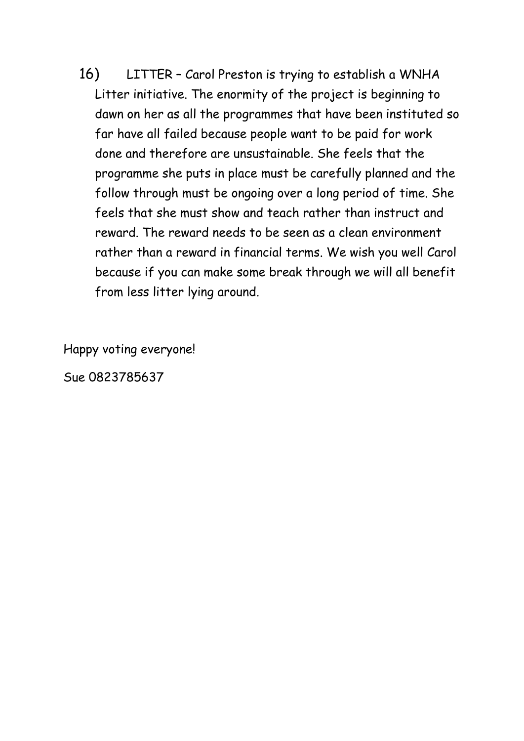16) LITTER – Carol Preston is trying to establish a WNHA Litter initiative. The enormity of the project is beginning to dawn on her as all the programmes that have been instituted so far have all failed because people want to be paid for work done and therefore are unsustainable. She feels that the programme she puts in place must be carefully planned and the follow through must be ongoing over a long period of time. She feels that she must show and teach rather than instruct and reward. The reward needs to be seen as a clean environment rather than a reward in financial terms. We wish you well Carol because if you can make some break through we will all benefit from less litter lying around.

Happy voting everyone!

Sue 0823785637